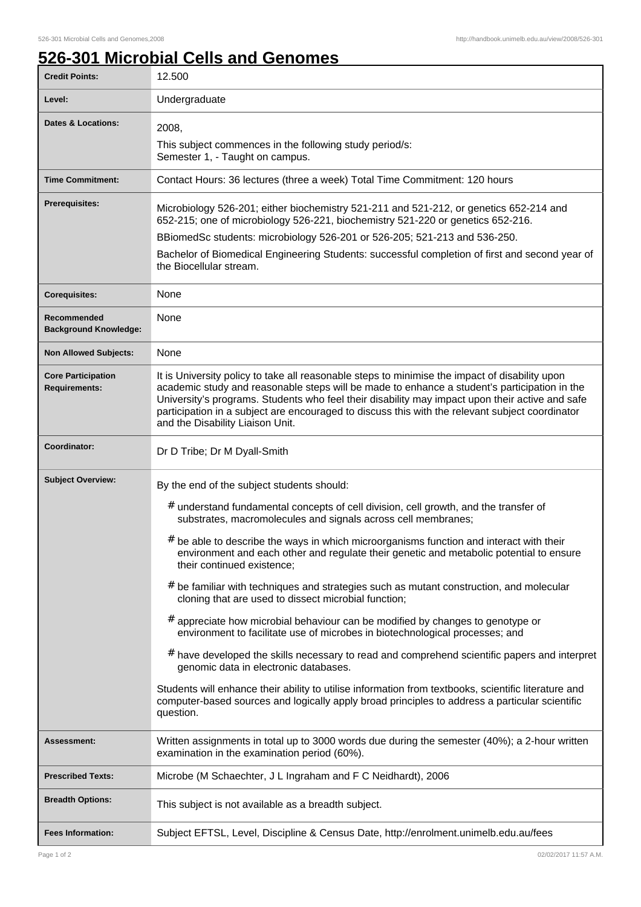# 526-301 Microbial Cells and Genomes

| | |
|---|---|
| **Credit Points:** | 12.500 |
| **Level:** | Undergraduate |
| **Dates & Locations:** | 2008,<br>This subject commences in the following study period/s:<br>Semester 1, - Taught on campus. |
| **Time Commitment:** | Contact Hours: 36 lectures (three a week) Total Time Commitment: 120 hours |
| **Prerequisites:** | Microbiology 526-201; either biochemistry 521-211 and 521-212, or genetics 652-214 and 652-215; one of microbiology 526-221, biochemistry 521-220 or genetics 652-216.<br>BBiomedSc students: microbiology 526-201 or 526-205; 521-213 and 536-250.<br>Bachelor of Biomedical Engineering Students: successful completion of first and second year of the Biocellular stream. |
| **Corequisites:** | None |
| **Recommended Background Knowledge:** | None |
| **Non Allowed Subjects:** | None |
| **Core Participation Requirements:** | It is University policy to take all reasonable steps to minimise the impact of disability upon academic study and reasonable steps will be made to enhance a student's participation in the University's programs. Students who feel their disability may impact upon their active and safe participation in a subject are encouraged to discuss this with the relevant subject coordinator and the Disability Liaison Unit. |
| **Coordinator:** | Dr D Tribe; Dr M Dyall-Smith |
| **Subject Overview:** | By the end of the subject students should:<br># understand fundamental concepts of cell division, cell growth, and the transfer of substrates, macromolecules and signals across cell membranes;<br># be able to describe the ways in which microorganisms function and interact with their environment and each other and regulate their genetic and metabolic potential to ensure their continued existence;<br># be familiar with techniques and strategies such as mutant construction, and molecular cloning that are used to dissect microbial function;<br># appreciate how microbial behaviour can be modified by changes to genotype or environment to facilitate use of microbes in biotechnological processes; and<br># have developed the skills necessary to read and comprehend scientific papers and interpret genomic data in electronic databases.<br>Students will enhance their ability to utilise information from textbooks, scientific literature and computer-based sources and logically apply broad principles to address a particular scientific question. |
| **Assessment:** | Written assignments in total up to 3000 words due during the semester (40%); a 2-hour written examination in the examination period (60%). |
| **Prescribed Texts:** | Microbe (M Schaechter, J L Ingraham and F C Neidhardt), 2006 |
| **Breadth Options:** | This subject is not available as a breadth subject. |
| **Fees Information:** | Subject EFTSL, Level, Discipline & Census Date, http://enrolment.unimelb.edu.au/fees |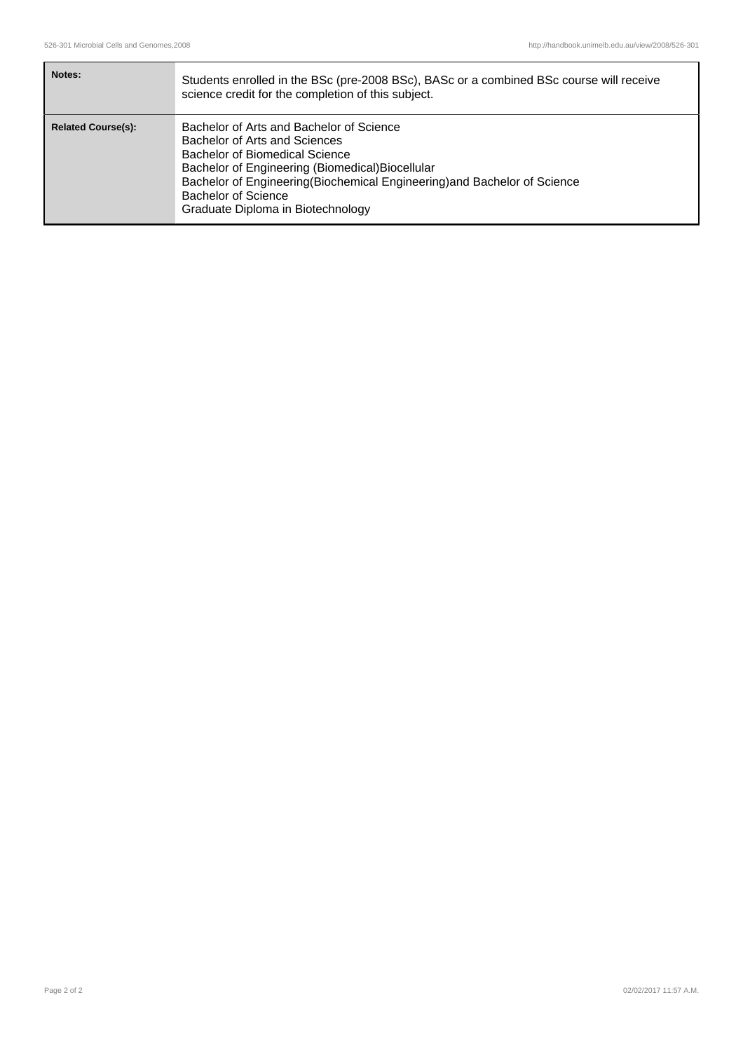| | |
|---|---|
| **Notes:** | Students enrolled in the BSc (pre-2008 BSc), BASc or a combined BSc course will receive science credit for the completion of this subject. |
| **Related Course(s):** | Bachelor of Arts and Bachelor of Science<br>Bachelor of Arts and Sciences<br>Bachelor of Biomedical Science<br>Bachelor of Engineering (Biomedical)Biocellular<br>Bachelor of Engineering(Biochemical Engineering)and Bachelor of Science<br>Bachelor of Science<br>Graduate Diploma in Biotechnology |